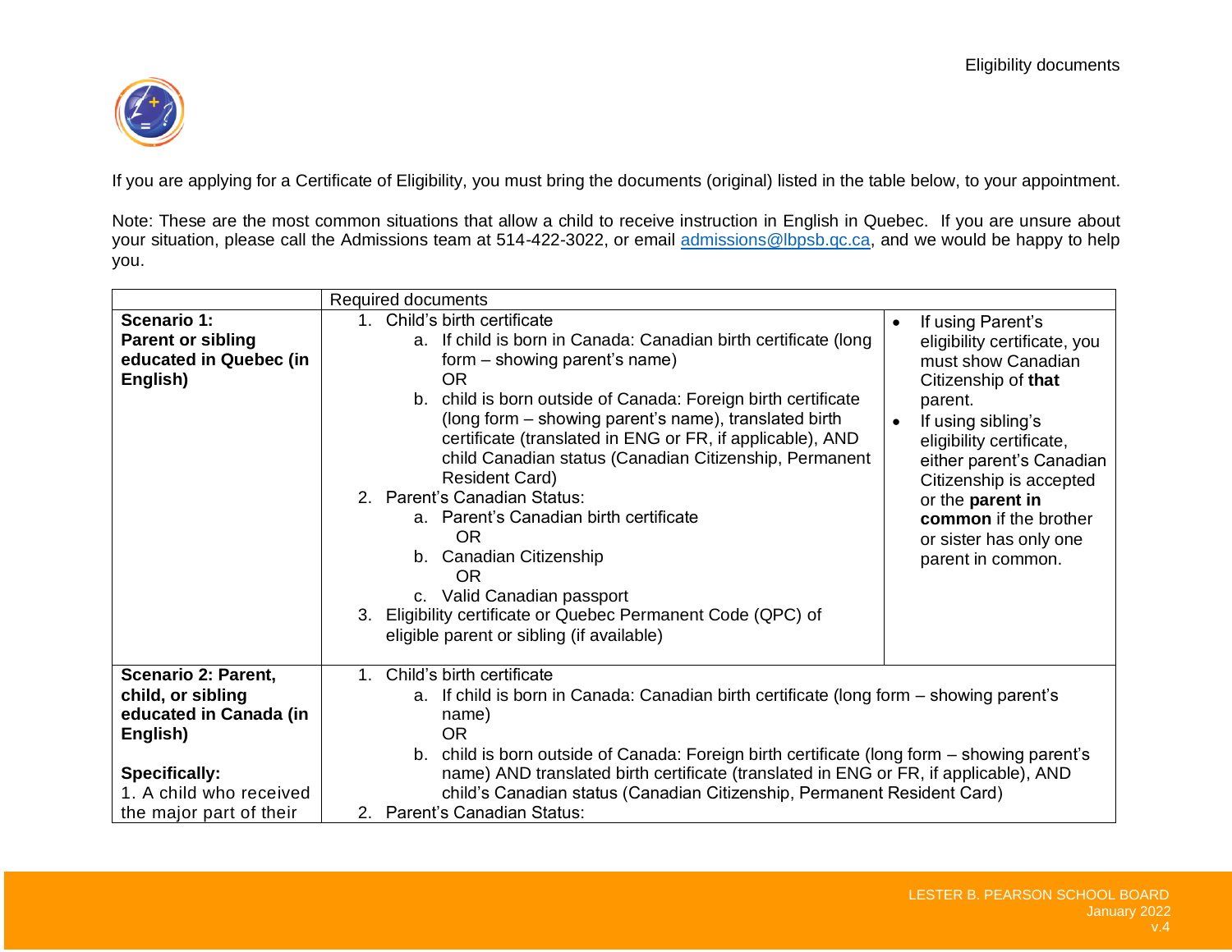Eligibility documents

If you are applying for a Certificate of Eligibility, you must bring the documents (original) listed in the table below, to your appointment.

Note: These are the most common situations that allow a child to receive instruction in English in Quebec. If you are unsure about your situation, please call the Admissions team at 514-422-3022, or email [admissions@lbpsb.qc.ca](mailto:admissions@lbpsb.qc.ca), and we would be happy to help you.

| | Required documents | |
|---|---|---|
| **Scenario 1: Parent or sibling educated in Quebec (in English)** | 1. Child's birth certificate<br>  a. If child is born in Canada: Canadian birth certificate (long form – showing parent's name)<br>  OR<br>  b. child is born outside of Canada: Foreign birth certificate (long form – showing parent's name), translated birth certificate (translated in ENG or FR, if applicable), AND child Canadian status (Canadian Citizenship, Permanent Resident Card)<br>2. Parent's Canadian Status:<br>  a. Parent's Canadian birth certificate<br>  OR<br>  b. Canadian Citizenship<br>  OR<br>  c. Valid Canadian passport<br>3. Eligibility certificate or Quebec Permanent Code (QPC) of eligible parent or sibling (if available) | • If using Parent's eligibility certificate, you must show Canadian Citizenship of **that** parent.<br>• If using sibling's eligibility certificate, either parent's Canadian Citizenship is accepted or the **parent in common** if the brother or sister has only one parent in common. |
| **Scenario 2: Parent, child, or sibling educated in Canada (in English)**<br><br>**Specifically:**<br>1. A child who received the major part of their | 1. Child's birth certificate<br>  a. If child is born in Canada: Canadian birth certificate (long form – showing parent's name)<br>  OR<br>  b. child is born outside of Canada: Foreign birth certificate (long form – showing parent's name) AND translated birth certificate (translated in ENG or FR, if applicable), AND child's Canadian status (Canadian Citizenship, Permanent Resident Card)<br>2. Parent's Canadian Status: | |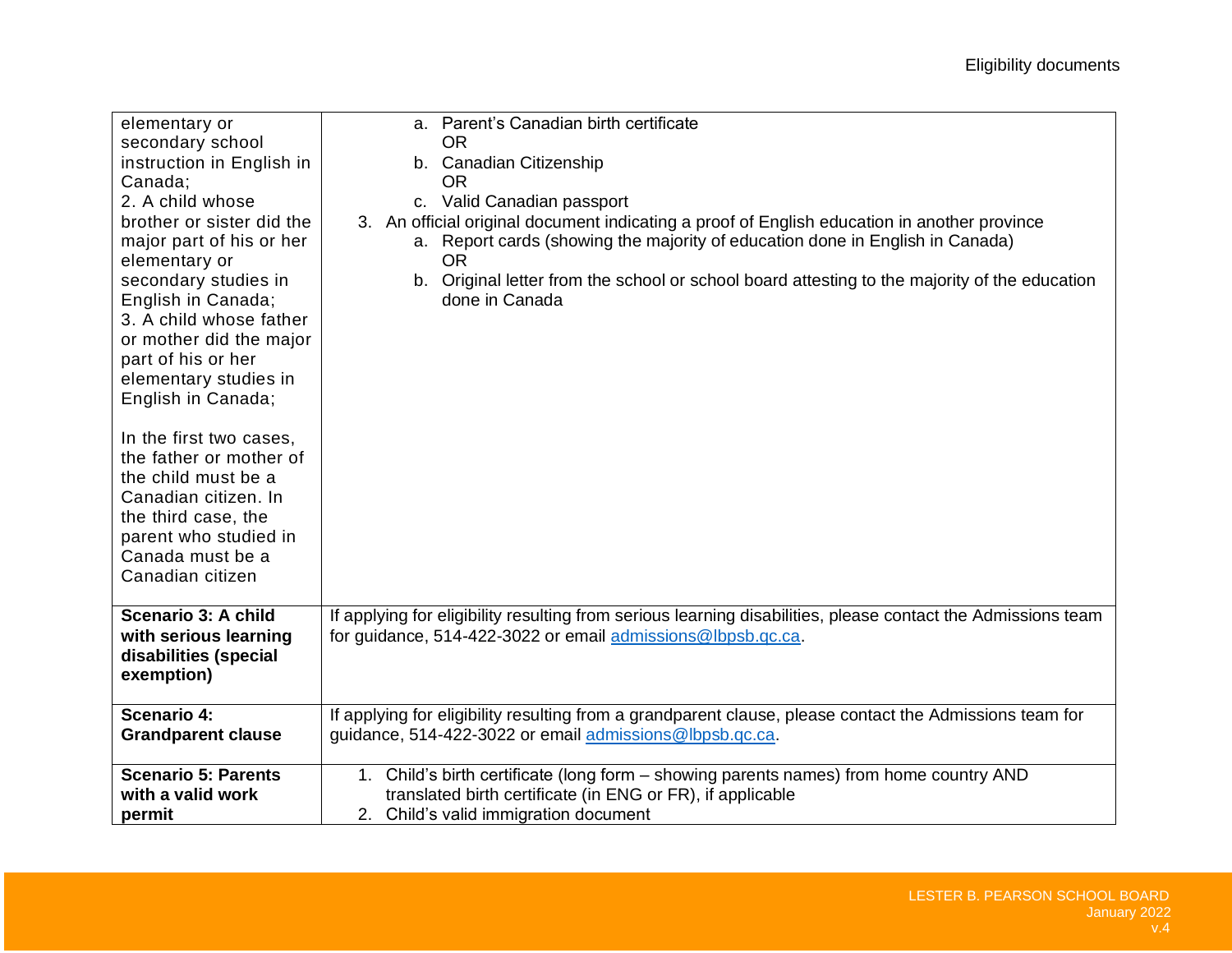| | |
|---|---|
| elementary or secondary school instruction in English in Canada;<br>2. A child whose brother or sister did the major part of his or her elementary or secondary studies in English in Canada;<br>3. A child whose father or mother did the major part of his or her elementary studies in English in Canada;<br><br>In the first two cases, the father or mother of the child must be a Canadian citizen. In the third case, the parent who studied in Canada must be a Canadian citizen | a. Parent's Canadian birth certificate<br>OR<br>b. Canadian Citizenship<br>OR<br>c. Valid Canadian passport<br>3. An official original document indicating a proof of English education in another province<br>a. Report cards (showing the majority of education done in English in Canada)<br>OR<br>b. Original letter from the school or school board attesting to the majority of the education done in Canada |
| **Scenario 3: A child with serious learning disabilities (special exemption)** | If applying for eligibility resulting from serious learning disabilities, please contact the Admissions team for guidance, 514-422-3022 or email admissions@lbpsb.qc.ca. |
| **Scenario 4: Grandparent clause** | If applying for eligibility resulting from a grandparent clause, please contact the Admissions team for guidance, 514-422-3022 or email admissions@lbpsb.qc.ca. |
| **Scenario 5: Parents with a valid work permit** | 1. Child's birth certificate (long form – showing parents names) from home country AND translated birth certificate (in ENG or FR), if applicable<br>2. Child's valid immigration document |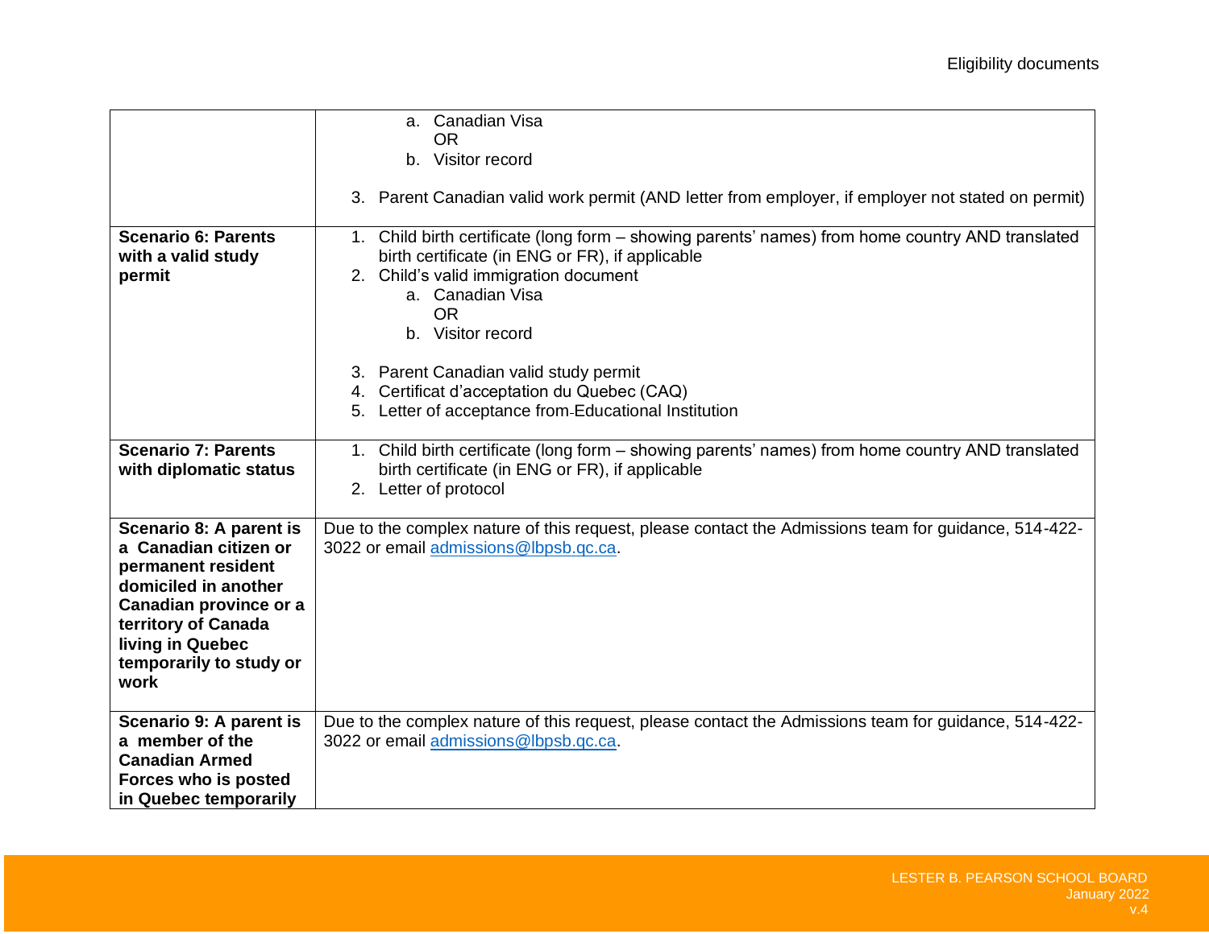| | |
|---|---|
| | a. Canadian Visa<br>OR<br>b. Visitor record<br><br>3. Parent Canadian valid work permit (AND letter from employer, if employer not stated on permit) |
| **Scenario 6: Parents with a valid study permit** | 1. Child birth certificate (long form – showing parents' names) from home country AND translated birth certificate (in ENG or FR), if applicable<br>2. Child's valid immigration document<br>a. Canadian Visa<br>OR<br>b. Visitor record<br><br>3. Parent Canadian valid study permit<br>4. Certificat d'acceptation du Quebec (CAQ)<br>5. Letter of acceptance from Educational Institution |
| **Scenario 7: Parents with diplomatic status** | 1. Child birth certificate (long form – showing parents' names) from home country AND translated birth certificate (in ENG or FR), if applicable<br>2. Letter of protocol |
| **Scenario 8: A parent is a Canadian citizen or permanent resident domiciled in another Canadian province or a territory of Canada living in Quebec temporarily to study or work** | Due to the complex nature of this request, please contact the Admissions team for guidance, 514-422-3022 or email admissions@lbpsb.qc.ca. |
| **Scenario 9: A parent is a member of the Canadian Armed Forces who is posted in Quebec temporarily** | Due to the complex nature of this request, please contact the Admissions team for guidance, 514-422-3022 or email admissions@lbpsb.qc.ca. |